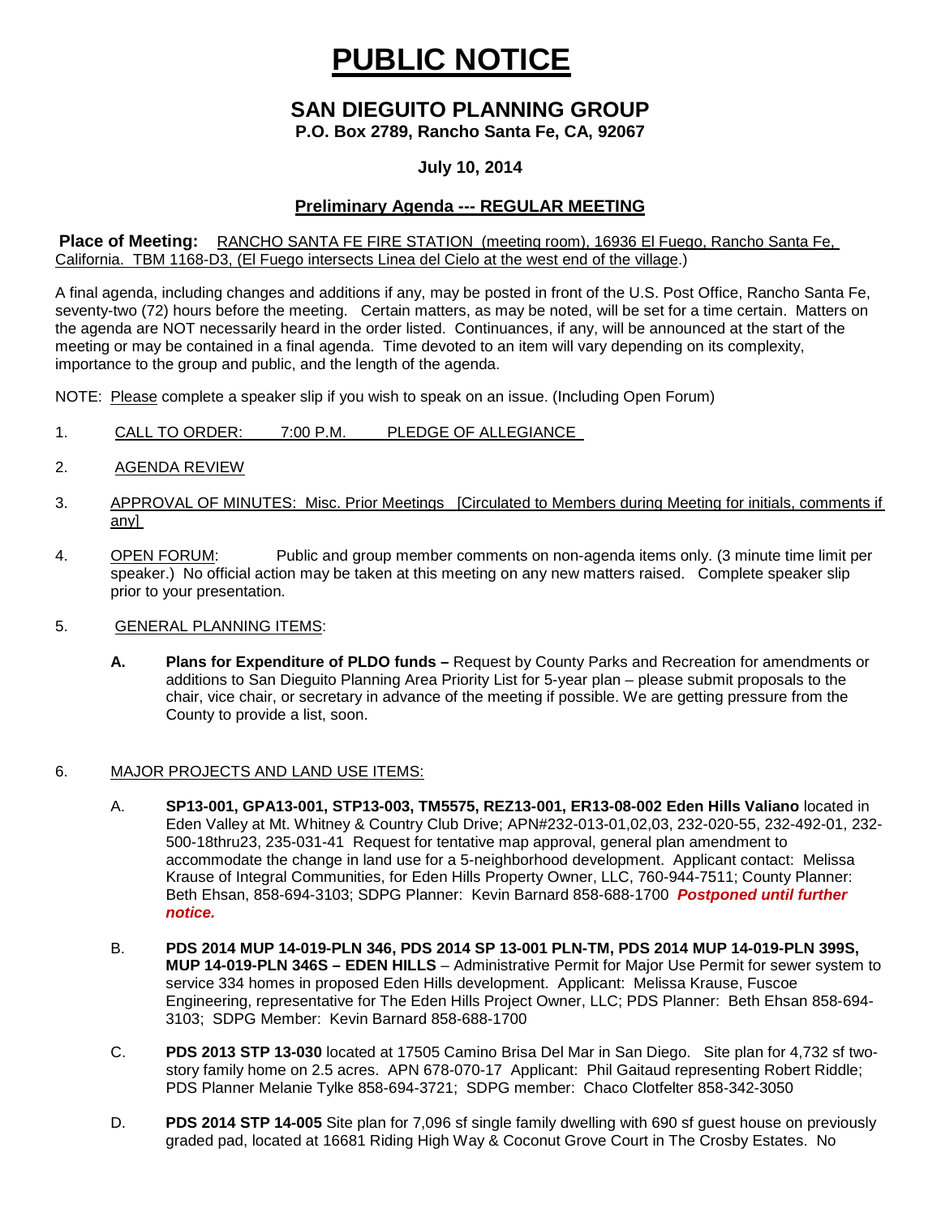# PUBLIC NOTICE

## SAN DIEGUITO PLANNING GROUP

**P.O. Box 2789, Rancho Santa Fe, CA, 92067**

**July 10, 2014**

**Preliminary Agenda --- REGULAR MEETING**

**Place of Meeting:** RANCHO SANTA FE FIRE STATION (meeting room), 16936 El Fuego, Rancho Santa Fe, California. TBM 1168-D3, (El Fuego intersects Linea del Cielo at the west end of the village.)

A final agenda, including changes and additions if any, may be posted in front of the U.S. Post Office, Rancho Santa Fe, seventy-two (72) hours before the meeting. Certain matters, as may be noted, will be set for a time certain. Matters on the agenda are NOT necessarily heard in the order listed. Continuances, if any, will be announced at the start of the meeting or may be contained in a final agenda. Time devoted to an item will vary depending on its complexity, importance to the group and public, and the length of the agenda.

NOTE: Please complete a speaker slip if you wish to speak on an issue. (Including Open Forum)

1. CALL TO ORDER: 7:00 P.M. PLEDGE OF ALLEGIANCE

2. AGENDA REVIEW

3. APPROVAL OF MINUTES: Misc. Prior Meetings [Circulated to Members during Meeting for initials, comments if any]

4. OPEN FORUM: Public and group member comments on non-agenda items only. (3 minute time limit per speaker.) No official action may be taken at this meeting on any new matters raised. Complete speaker slip prior to your presentation.

5. GENERAL PLANNING ITEMS:

   **A. Plans for Expenditure of PLDO funds –** Request by County Parks and Recreation for amendments or additions to San Dieguito Planning Area Priority List for 5-year plan – please submit proposals to the chair, vice chair, or secretary in advance of the meeting if possible. We are getting pressure from the County to provide a list, soon.

6. MAJOR PROJECTS AND LAND USE ITEMS:

   A. **SP13-001, GPA13-001, STP13-003, TM5575, REZ13-001, ER13-08-002 Eden Hills Valiano** located in Eden Valley at Mt. Whitney & Country Club Drive; APN#232-013-01,02,03, 232-020-55, 232-492-01, 232-500-18thru23, 235-031-41 Request for tentative map approval, general plan amendment to accommodate the change in land use for a 5-neighborhood development. Applicant contact: Melissa Krause of Integral Communities, for Eden Hills Property Owner, LLC, 760-944-7511; County Planner: Beth Ehsan, 858-694-3103; SDPG Planner: Kevin Barnard 858-688-1700 ***Postponed until further notice.***

   B. **PDS 2014 MUP 14-019-PLN 346, PDS 2014 SP 13-001 PLN-TM, PDS 2014 MUP 14-019-PLN 399S, MUP 14-019-PLN 346S – EDEN HILLS** – Administrative Permit for Major Use Permit for sewer system to service 334 homes in proposed Eden Hills development. Applicant: Melissa Krause, Fuscoe Engineering, representative for The Eden Hills Project Owner, LLC; PDS Planner: Beth Ehsan 858-694-3103; SDPG Member: Kevin Barnard 858-688-1700

   C. **PDS 2013 STP 13-030** located at 17505 Camino Brisa Del Mar in San Diego. Site plan for 4,732 sf two-story family home on 2.5 acres. APN 678-070-17 Applicant: Phil Gaitaud representing Robert Riddle; PDS Planner Melanie Tylke 858-694-3721; SDPG member: Chaco Clotfelter 858-342-3050

   D. **PDS 2014 STP 14-005** Site plan for 7,096 sf single family dwelling with 690 sf guest house on previously graded pad, located at 16681 Riding High Way & Coconut Grove Court in The Crosby Estates. No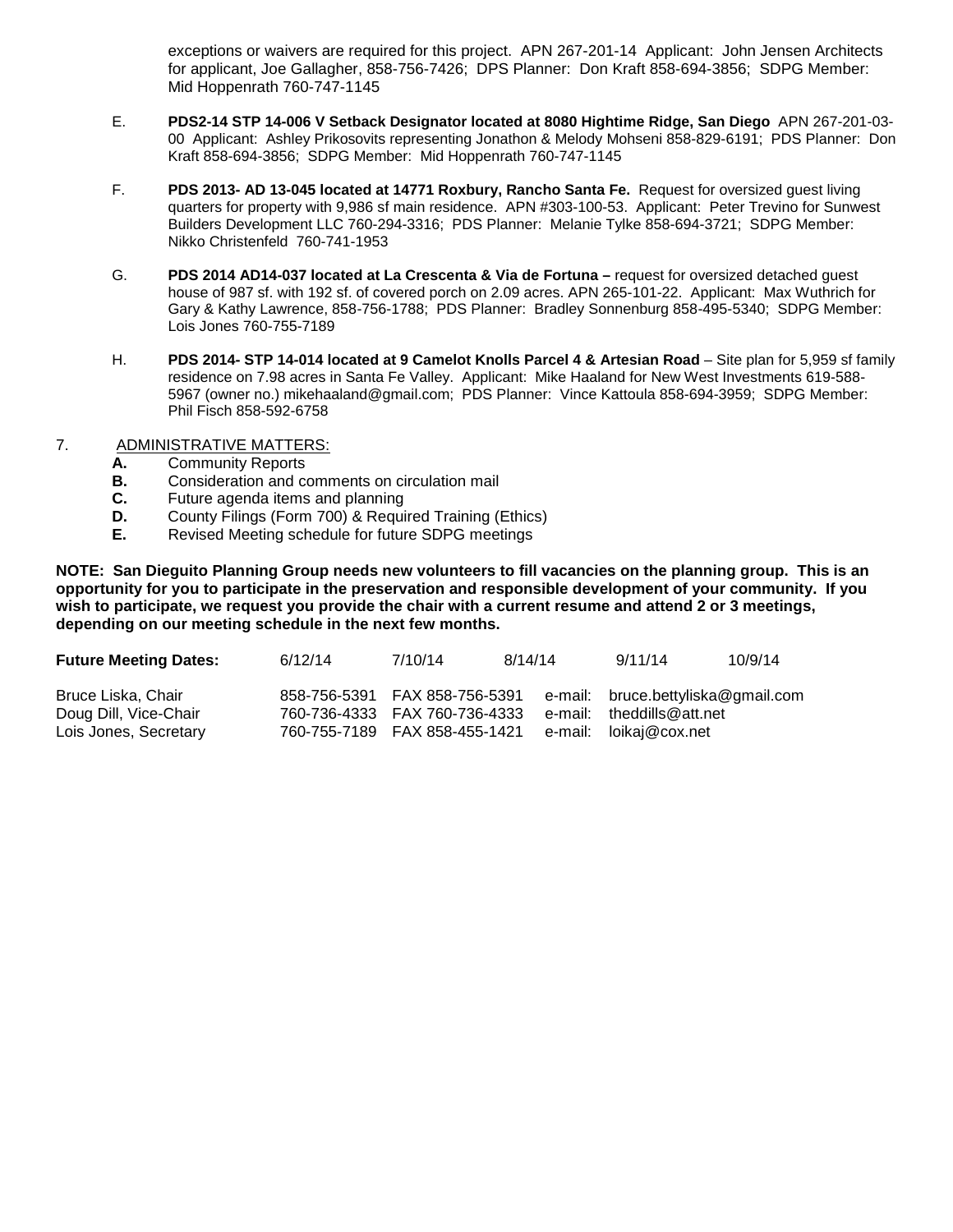exceptions or waivers are required for this project. APN 267-201-14 Applicant: John Jensen Architects for applicant, Joe Gallagher, 858-756-7426; DPS Planner: Don Kraft 858-694-3856; SDPG Member: Mid Hoppenrath 760-747-1145

E. **PDS2-14 STP 14-006 V Setback Designator located at 8080 Hightime Ridge, San Diego** APN 267-201-03-00 Applicant: Ashley Prikosovits representing Jonathon & Melody Mohseni 858-829-6191; PDS Planner: Don Kraft 858-694-3856; SDPG Member: Mid Hoppenrath 760-747-1145

F. **PDS 2013- AD 13-045 located at 14771 Roxbury, Rancho Santa Fe.** Request for oversized guest living quarters for property with 9,986 sf main residence. APN #303-100-53. Applicant: Peter Trevino for Sunwest Builders Development LLC 760-294-3316; PDS Planner: Melanie Tylke 858-694-3721; SDPG Member: Nikko Christenfeld 760-741-1953

G. **PDS 2014 AD14-037 located at La Crescenta & Via de Fortuna –** request for oversized detached guest house of 987 sf. with 192 sf. of covered porch on 2.09 acres. APN 265-101-22. Applicant: Max Wuthrich for Gary & Kathy Lawrence, 858-756-1788; PDS Planner: Bradley Sonnenburg 858-495-5340; SDPG Member: Lois Jones 760-755-7189

H. **PDS 2014- STP 14-014 located at 9 Camelot Knolls Parcel 4 & Artesian Road** – Site plan for 5,959 sf family residence on 7.98 acres in Santa Fe Valley. Applicant: Mike Haaland for New West Investments 619-588-5967 (owner no.) mikehaaland@gmail.com; PDS Planner: Vince Kattoula 858-694-3959; SDPG Member: Phil Fisch 858-592-6758

7. ADMINISTRATIVE MATTERS:
   - **A.** Community Reports
   - **B.** Consideration and comments on circulation mail
   - **C.** Future agenda items and planning
   - **D.** County Filings (Form 700) & Required Training (Ethics)
   - **E.** Revised Meeting schedule for future SDPG meetings

**NOTE: San Dieguito Planning Group needs new volunteers to fill vacancies on the planning group. This is an opportunity for you to participate in the preservation and responsible development of your community. If you wish to participate, we request you provide the chair with a current resume and attend 2 or 3 meetings, depending on our meeting schedule in the next few months.**

**Future Meeting Dates:** 6/12/14 7/10/14 8/14/14 9/11/14 10/9/14

| | | | |
|---|---|---|---|
| Bruce Liska, Chair | 858-756-5391 | FAX 858-756-5391 | e-mail: bruce.bettyliska@gmail.com |
| Doug Dill, Vice-Chair | 760-736-4333 | FAX 760-736-4333 | e-mail: theddills@att.net |
| Lois Jones, Secretary | 760-755-7189 | FAX 858-455-1421 | e-mail: loikaj@cox.net |